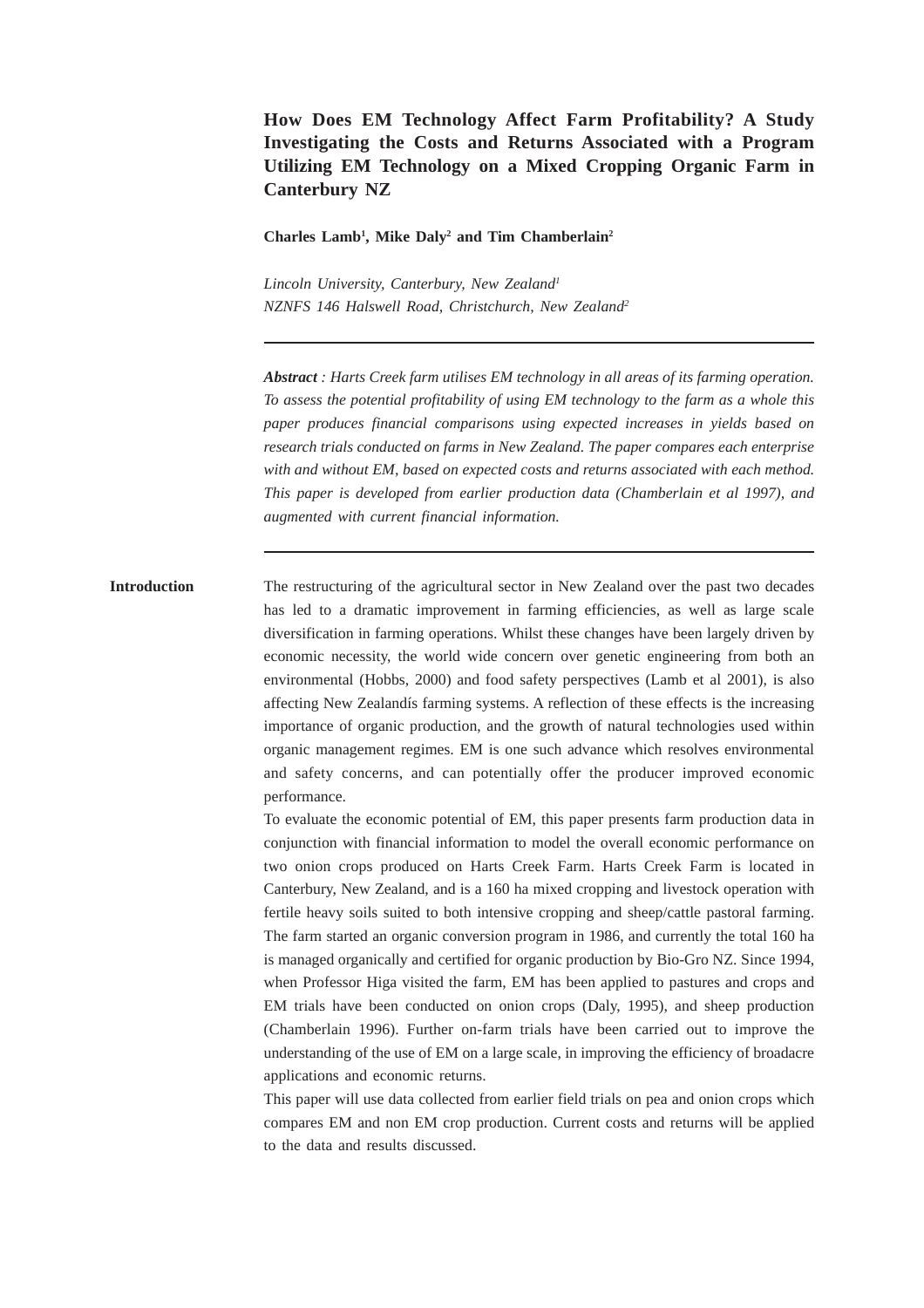# How Does EM Technology Affect Farm Profitability? A Study Investigating the Costs and Returns Associated with a Program Utilizing EM Technology on a Mixed Cropping Organic Farm in Canterbury NZ

**Charles Lamb[1], Mike Daly[2] and Tim Chamberlain[2]**

*Lincoln University, Canterbury, New Zealand[1]*
*NZNFS 146 Halswell Road, Christchurch, New Zealand[2]*

---

***Abstract** : Harts Creek farm utilises EM technology in all areas of its farming operation. To assess the potential profitability of using EM technology to the farm as a whole this paper produces financial comparisons using expected increases in yields based on research trials conducted on farms in New Zealand. The paper compares each enterprise with and without EM, based on expected costs and returns associated with each method. This paper is developed from earlier production data (Chamberlain et al 1997), and augmented with current financial information.*

---

## Introduction

The restructuring of the agricultural sector in New Zealand over the past two decades has led to a dramatic improvement in farming efficiencies, as well as large scale diversification in farming operations. Whilst these changes have been largely driven by economic necessity, the world wide concern over genetic engineering from both an environmental (Hobbs, 2000) and food safety perspectives (Lamb et al 2001), is also affecting New Zealandís farming systems. A reflection of these effects is the increasing importance of organic production, and the growth of natural technologies used within organic management regimes. EM is one such advance which resolves environmental and safety concerns, and can potentially offer the producer improved economic performance.

To evaluate the economic potential of EM, this paper presents farm production data in conjunction with financial information to model the overall economic performance on two onion crops produced on Harts Creek Farm. Harts Creek Farm is located in Canterbury, New Zealand, and is a 160 ha mixed cropping and livestock operation with fertile heavy soils suited to both intensive cropping and sheep/cattle pastoral farming. The farm started an organic conversion program in 1986, and currently the total 160 ha is managed organically and certified for organic production by Bio-Gro NZ. Since 1994, when Professor Higa visited the farm, EM has been applied to pastures and crops and EM trials have been conducted on onion crops (Daly, 1995), and sheep production (Chamberlain 1996). Further on-farm trials have been carried out to improve the understanding of the use of EM on a large scale, in improving the efficiency of broadacre applications and economic returns.

This paper will use data collected from earlier field trials on pea and onion crops which compares EM and non EM crop production. Current costs and returns will be applied to the data and results discussed.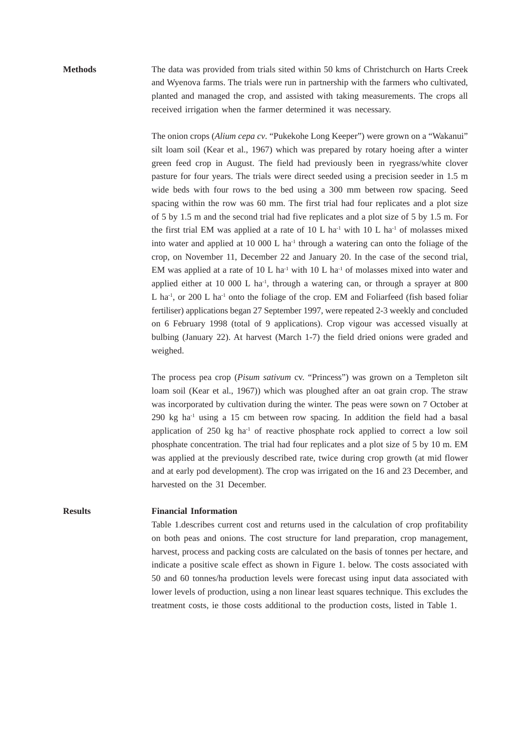## Methods

The data was provided from trials sited within 50 kms of Christchurch on Harts Creek and Wyenova farms. The trials were run in partnership with the farmers who cultivated, planted and managed the crop, and assisted with taking measurements. The crops all received irrigation when the farmer determined it was necessary.

The onion crops (*Alium cepa cv.* "Pukekohe Long Keeper") were grown on a "Wakanui" silt loam soil (Kear et al., 1967) which was prepared by rotary hoeing after a winter green feed crop in August. The field had previously been in ryegrass/white clover pasture for four years. The trials were direct seeded using a precision seeder in 1.5 m wide beds with four rows to the bed using a 300 mm between row spacing. Seed spacing within the row was 60 mm. The first trial had four replicates and a plot size of 5 by 1.5 m and the second trial had five replicates and a plot size of 5 by 1.5 m. For the first trial EM was applied at a rate of 10 L $ha^{-1}$ with 10 L $ha^{-1}$ of molasses mixed into water and applied at 10 000 L $ha^{-1}$ through a watering can onto the foliage of the crop, on November 11, December 22 and January 20. In the case of the second trial, EM was applied at a rate of 10 L $ha^{-1}$ with 10 L $ha^{-1}$ of molasses mixed into water and applied either at 10 000 L $ha^{-1}$, through a watering can, or through a sprayer at 800 L $ha^{-1}$, or 200 L $ha^{-1}$ onto the foliage of the crop. EM and Foliarfeed (fish based foliar fertiliser) applications began 27 September 1997, were repeated 2-3 weekly and concluded on 6 February 1998 (total of 9 applications). Crop vigour was accessed visually at bulbing (January 22). At harvest (March 1-7) the field dried onions were graded and weighed.

The process pea crop (*Pisum sativum* cv. "Princess") was grown on a Templeton silt loam soil (Kear et al., 1967)) which was ploughed after an oat grain crop. The straw was incorporated by cultivation during the winter. The peas were sown on 7 October at 290 kg $ha^{-1}$ using a 15 cm between row spacing. In addition the field had a basal application of 250 kg $ha^{-1}$ of reactive phosphate rock applied to correct a low soil phosphate concentration. The trial had four replicates and a plot size of 5 by 10 m. EM was applied at the previously described rate, twice during crop growth (at mid flower and at early pod development). The crop was irrigated on the 16 and 23 December, and harvested on the 31 December.

## Results

### Financial Information

Table 1.describes current cost and returns used in the calculation of crop profitability on both peas and onions. The cost structure for land preparation, crop management, harvest, process and packing costs are calculated on the basis of tonnes per hectare, and indicate a positive scale effect as shown in Figure 1. below. The costs associated with 50 and 60 tonnes/ha production levels were forecast using input data associated with lower levels of production, using a non linear least squares technique. This excludes the treatment costs, ie those costs additional to the production costs, listed in Table 1.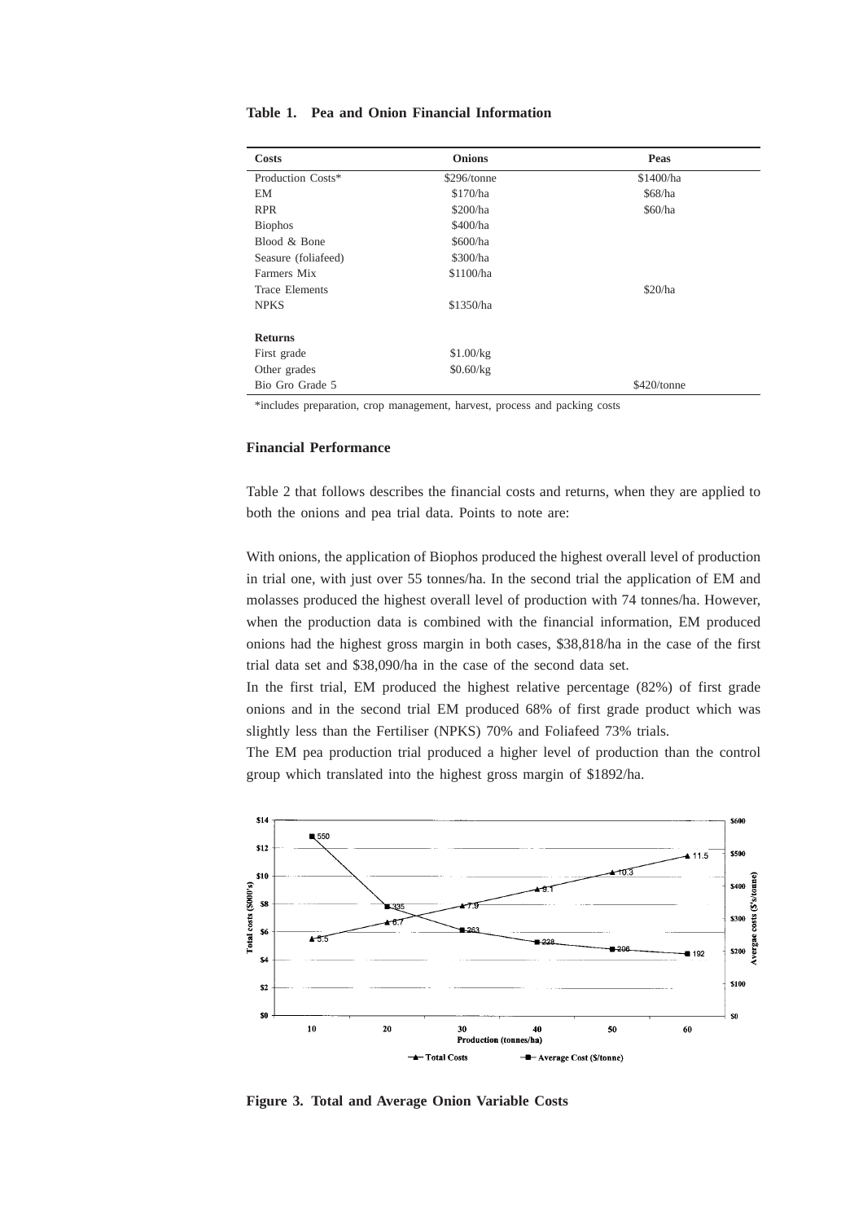**Table 1. Pea and Onion Financial Information**

| Costs | Onions | Peas |
|---|---|---|
| Production Costs* | $296/tonne | $1400/ha |
| EM | $170/ha | $68/ha |
| RPR | $200/ha | $60/ha |
| Biophos | $400/ha | |
| Blood & Bone | $600/ha | |
| Seasure (foliafeed) | $300/ha | |
| Farmers Mix | $1100/ha | |
| Trace Elements | | $20/ha |
| NPKS | $1350/ha | |
| **Returns** | | |
| First grade | $1.00/kg | |
| Other grades | $0.60/kg | |
| Bio Gro Grade 5 | | $420/tonne |

*includes preparation, crop management, harvest, process and packing costs

### Financial Performance

Table 2 that follows describes the financial costs and returns, when they are applied to both the onions and pea trial data. Points to note are:

With onions, the application of Biophos produced the highest overall level of production in trial one, with just over 55 tonnes/ha. In the second trial the application of EM and molasses produced the highest overall level of production with 74 tonnes/ha. However, when the production data is combined with the financial information, EM produced onions had the highest gross margin in both cases, $38,818/ha in the case of the first trial data set and $38,090/ha in the case of the second data set.

In the first trial, EM produced the highest relative percentage (82%) of first grade onions and in the second trial EM produced 68% of first grade product which was slightly less than the Fertiliser (NPKS) 70% and Foliafeed 73% trials.

The EM pea production trial produced a higher level of production than the control group which translated into the highest gross margin of $1892/ha.

**Figure 3. Total and Average Onion Variable Costs**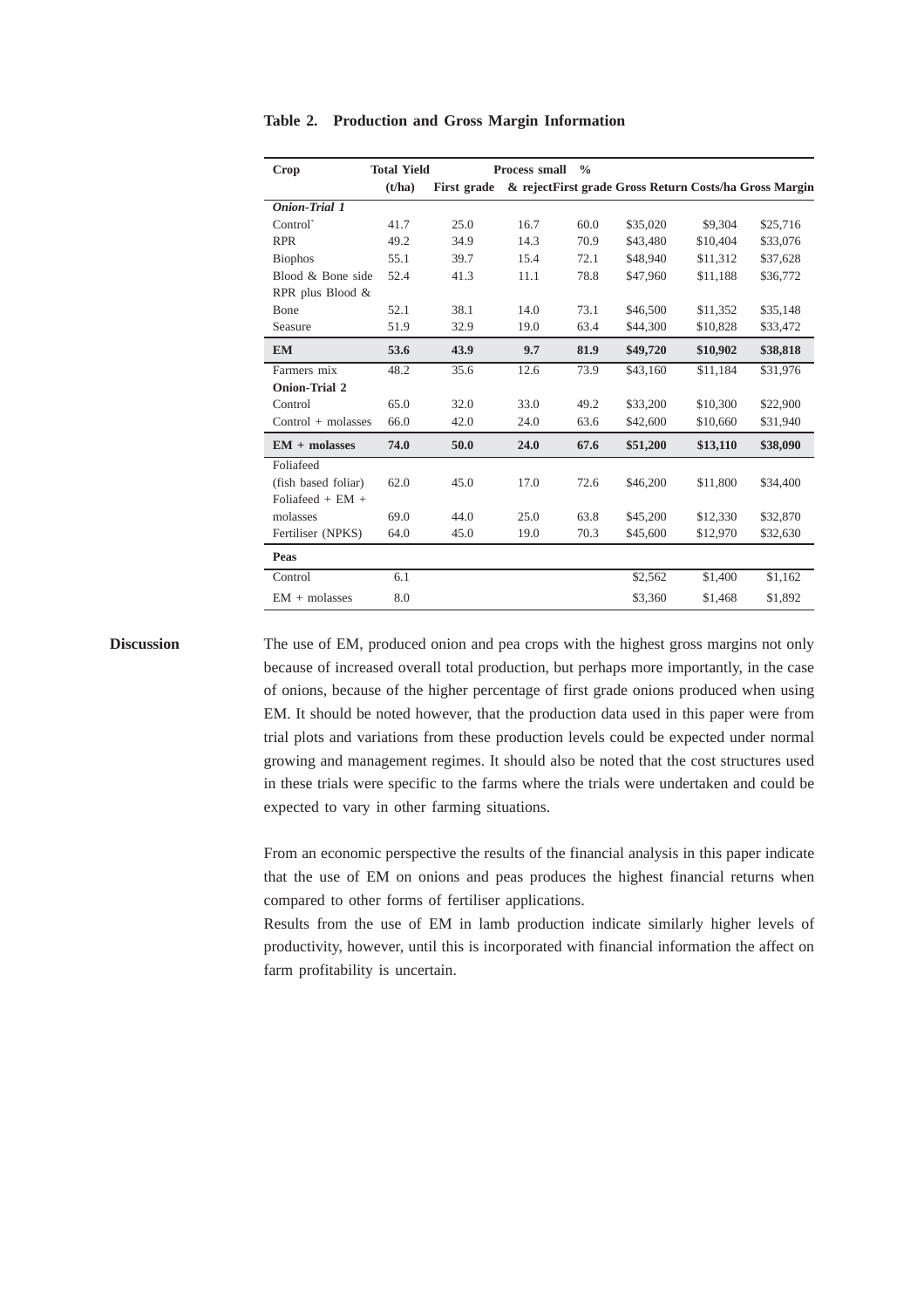**Table 2. Production and Gross Margin Information**

| Crop | Total Yield (t/ha) | First grade | Process small & reject | % First grade | Gross Return | Costs/ha | Gross Margin |
|---|---|---|---|---|---|---|---|
| ***Onion-Trial 1*** | | | | | | | |
| Control` | 41.7 | 25.0 | 16.7 | 60.0 | $35,020 | $9,304 | $25,716 |
| RPR | 49.2 | 34.9 | 14.3 | 70.9 | $43,480 | $10,404 | $33,076 |
| Biophos | 55.1 | 39.7 | 15.4 | 72.1 | $48,940 | $11,312 | $37,628 |
| Blood & Bone side | 52.4 | 41.3 | 11.1 | 78.8 | $47,960 | $11,188 | $36,772 |
| RPR plus Blood & Bone | 52.1 | 38.1 | 14.0 | 73.1 | $46,500 | $11,352 | $35,148 |
| Seasure | 51.9 | 32.9 | 19.0 | 63.4 | $44,300 | $10,828 | $33,472 |
| **EM** | **53.6** | **43.9** | **9.7** | **81.9** | **$49,720** | **$10,902** | **$38,818** |
| Farmers mix | 48.2 | 35.6 | 12.6 | 73.9 | $43,160 | $11,184 | $31,976 |
| **Onion-Trial 2** | | | | | | | |
| Control | 65.0 | 32.0 | 33.0 | 49.2 | $33,200 | $10,300 | $22,900 |
| Control + molasses | 66.0 | 42.0 | 24.0 | 63.6 | $42,600 | $10,660 | $31,940 |
| **EM + molasses** | **74.0** | **50.0** | **24.0** | **67.6** | **$51,200** | **$13,110** | **$38,090** |
| Foliafeed (fish based foliar) | 62.0 | 45.0 | 17.0 | 72.6 | $46,200 | $11,800 | $34,400 |
| Foliafeed + EM + molasses | 69.0 | 44.0 | 25.0 | 63.8 | $45,200 | $12,330 | $32,870 |
| Fertiliser (NPKS) | 64.0 | 45.0 | 19.0 | 70.3 | $45,600 | $12,970 | $32,630 |
| **Peas** | | | | | | | |
| Control | 6.1 | | | | $2,562 | $1,400 | $1,162 |
| EM + molasses | 8.0 | | | | $3,360 | $1,468 | $1,892 |

## Discussion

The use of EM, produced onion and pea crops with the highest gross margins not only because of increased overall total production, but perhaps more importantly, in the case of onions, because of the higher percentage of first grade onions produced when using EM. It should be noted however, that the production data used in this paper were from trial plots and variations from these production levels could be expected under normal growing and management regimes. It should also be noted that the cost structures used in these trials were specific to the farms where the trials were undertaken and could be expected to vary in other farming situations.

From an economic perspective the results of the financial analysis in this paper indicate that the use of EM on onions and peas produces the highest financial returns when compared to other forms of fertiliser applications.

Results from the use of EM in lamb production indicate similarly higher levels of productivity, however, until this is incorporated with financial information the affect on farm profitability is uncertain.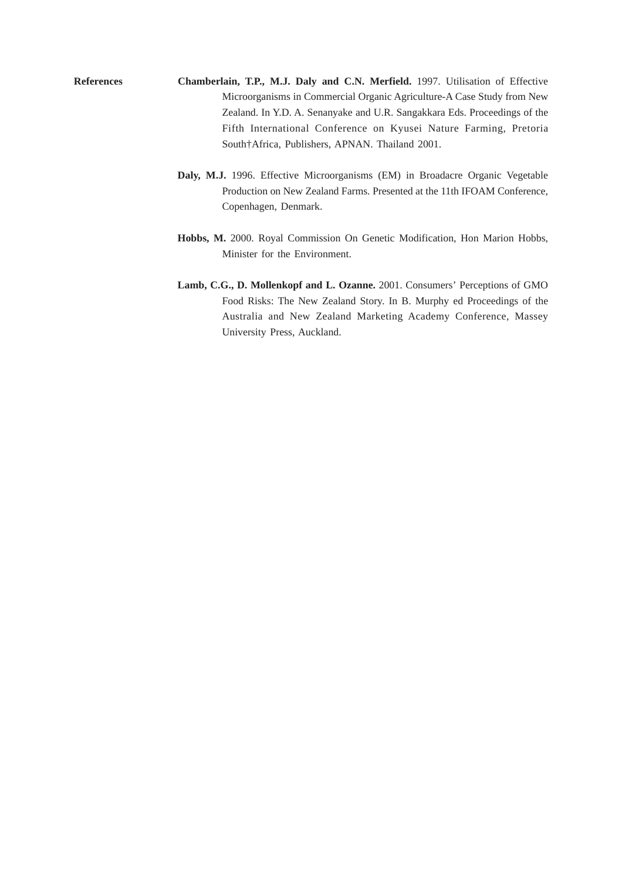## References

**Chamberlain, T.P., M.J. Daly and C.N. Merfield.** 1997. Utilisation of Effective Microorganisms in Commercial Organic Agriculture-A Case Study from New Zealand. In Y.D. A. Senanyake and U.R. Sangakkara Eds. Proceedings of the Fifth International Conference on Kyusei Nature Farming, Pretoria South†Africa, Publishers, APNAN. Thailand 2001.

**Daly, M.J.** 1996. Effective Microorganisms (EM) in Broadacre Organic Vegetable Production on New Zealand Farms. Presented at the 11th IFOAM Conference, Copenhagen, Denmark.

**Hobbs, M.** 2000. Royal Commission On Genetic Modification, Hon Marion Hobbs, Minister for the Environment.

**Lamb, C.G., D. Mollenkopf and L. Ozanne.** 2001. Consumers' Perceptions of GMO Food Risks: The New Zealand Story. In B. Murphy ed Proceedings of the Australia and New Zealand Marketing Academy Conference, Massey University Press, Auckland.